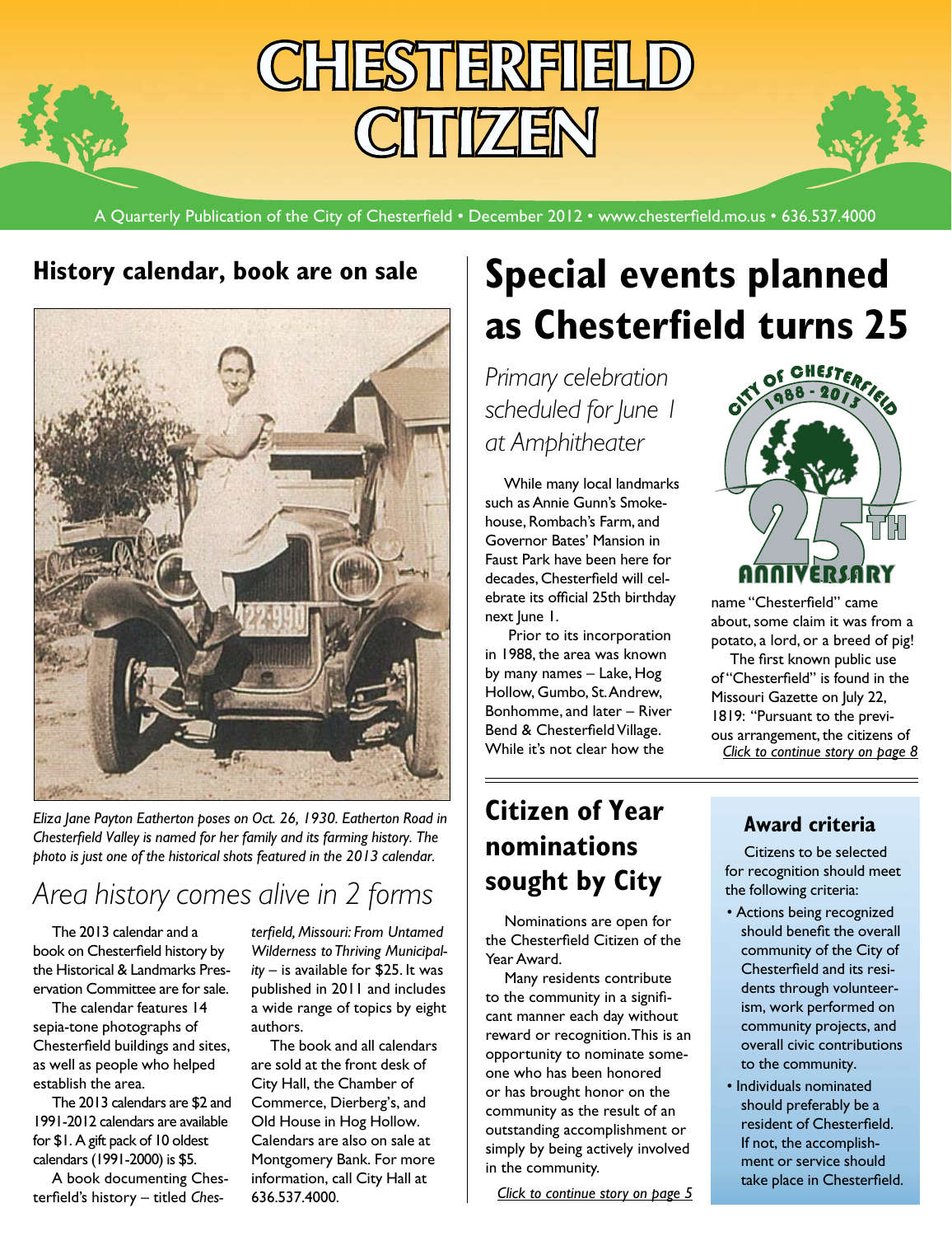# CHESTERFIELD CITIZEN

A Quarterly Publication of the City of Chesterfield • December 2012 • www.chesterfield.mo.us • 636.537.4000

## History calendar, book are on sale

*Eliza Jane Payton Eatherton poses on Oct. 26, 1930. Eatherton Road in Chesterfield Valley is named for her family and its farming history. The photo is just one of the historical shots featured in the 2013 calendar.*

### *Area history comes alive in 2 forms*

The 2013 calendar and a book on Chesterfield history by the Historical & Landmarks Preservation Committee are for sale.

The calendar features 14 sepia-tone photographs of Chesterfield buildings and sites, as well as people who helped establish the area.

The 2013 calendars are $2 and 1991-2012 calendars are available for $1. A gift pack of 10 oldest calendars (1991-2000) is $5.

A book documenting Chesterfield's history – titled *Chesterfield, Missouri: From Untamed Wilderness to Thriving Municipality* – is available for $25. It was published in 2011 and includes a wide range of topics by eight authors.

The book and all calendars are sold at the front desk of City Hall, the Chamber of Commerce, Dierberg's, and Old House in Hog Hollow. Calendars are also on sale at Montgomery Bank. For more information, call City Hall at 636.537.4000.

## Special events planned as Chesterfield turns 25

### *Primary celebration scheduled for June 1 at Amphitheater*

CITY OF CHESTERFIELD 1988 - 2013 25TH ANNIVERSARY

While many local landmarks such as Annie Gunn's Smokehouse, Rombach's Farm, and Governor Bates' Mansion in Faust Park have been here for decades, Chesterfield will celebrate its official 25th birthday next June 1.

Prior to its incorporation in 1988, the area was known by many names – Lake, Hog Hollow, Gumbo, St. Andrew, Bonhomme, and later – River Bend & Chesterfield Village. While it's not clear how the name "Chesterfield" came about, some claim it was from a potato, a lord, or a breed of pig!

The first known public use of "Chesterfield" is found in the Missouri Gazette on July 22, 1819: "Pursuant to the previous arrangement, the citizens of

*Click to continue story on page 8*

## Citizen of Year nominations sought by City

Nominations are open for the Chesterfield Citizen of the Year Award.

Many residents contribute to the community in a significant manner each day without reward or recognition. This is an opportunity to nominate someone who has been honored or has brought honor on the community as the result of an outstanding accomplishment or simply by being actively involved in the community.

*Click to continue story on page 5*

### Award criteria

Citizens to be selected for recognition should meet the following criteria:

- Actions being recognized should benefit the overall community of the City of Chesterfield and its residents through volunteerism, work performed on community projects, and overall civic contributions to the community.
- Individuals nominated should preferably be a resident of Chesterfield. If not, the accomplishment or service should take place in Chesterfield.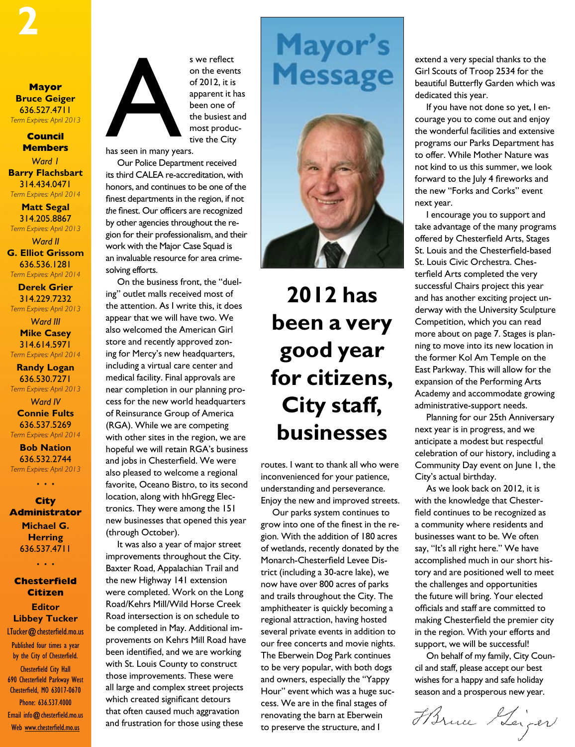**Mayor**
**Bruce Geiger**
636.527.4711
*Term Expires: April 2013*

**Council Members**

*Ward I*

**Barry Flachsbart**
314.434.0471
*Term Expires: April 2014*

**Matt Segal**
314.205.8867
*Term Expires: April 2013*

*Ward II*

**G. Elliot Grissom**
636.536.1281
*Term Expires: April 2014*

**Derek Grier**
314.229.7232
*Term Expires: April 2013*

*Ward III*

**Mike Casey**
314.614.5971
*Term Expires: April 2014*

**Randy Logan**
636.530.7271
*Term Expires: April 2013*

*Ward IV*

**Connie Fults**
636.537.5269
*Term Expires: April 2014*

**Bob Nation**
636.532.2744
*Term Expires: April 2013*

• • •

**City Administrator**
**Michael G. Herring**
636.537.4711

• • •

**Chesterfield Citizen**

**Editor**
**Libbey Tucker**
LTucker@chesterfield.mo.us

Published four times a year by the City of Chesterfield.

Chesterfield City Hall
690 Chesterfield Parkway West
Chesterfield, MO 63017-0670
Phone: 636.537.4000
Email info@chesterfield.mo.us
Web www.chesterfield.mo.us

# Mayor's Message

## 2012 has been a very good year for citizens, City staff, businesses

As we reflect on the events of 2012, it is apparent it has been one of the busiest and most productive the City has seen in many years.

Our Police Department received its third CALEA re-accreditation, with honors, and continues to be one of the finest departments in the region, if not *the* finest. Our officers are recognized by other agencies throughout the region for their professionalism, and their work with the Major Case Squad is an invaluable resource for area crime-solving efforts.

On the business front, the "dueling" outlet malls received most of the attention. As I write this, it does appear that we will have two. We also welcomed the American Girl store and recently approved zoning for Mercy's new headquarters, including a virtual care center and medical facility. Final approvals are near completion in our planning process for the new world headquarters of Reinsurance Group of America (RGA). While we are competing with other sites in the region, we are hopeful we will retain RGA's business and jobs in Chesterfield. We were also pleased to welcome a regional favorite, Oceano Bistro, to its second location, along with hhGregg Electronics. They were among the 151 new businesses that opened this year (through October).

It was also a year of major street improvements throughout the City. Baxter Road, Appalachian Trail and the new Highway 141 extension were completed. Work on the Long Road/Kehrs Mill/Wild Horse Creek Road intersection is on schedule to be completed in May. Additional improvements on Kehrs Mill Road have been identified, and we are working with St. Louis County to construct those improvements. These were all large and complex street projects which created significant detours and frustration for those using these routes. I want to thank all who were inconvenienced for your patience, understanding and perseverance. Enjoy the new and improved streets.

Our parks system continues to grow into one of the finest in the region. With the addition of 180 acres of wetlands, recently donated by the Monarch-Chesterfield Levee District (including a 30-acre lake), we now have over 800 acres of parks and trails throughout the City. The amphitheater is quickly becoming a regional attraction, having hosted several private events in addition to our free concerts and movie nights. The Eberwein Dog Park continues to be very popular, with both dogs and owners, especially the "Yappy Hour" event which was a huge success. We are in the final stages of renovating the barn at Eberwein to preserve the structure, and I extend a very special thanks to the Girl Scouts of Troop 2534 for the beautiful Butterfly Garden which was dedicated this year.

If you have not done so yet, I encourage you to come out and enjoy the wonderful facilities and extensive programs our Parks Department has to offer. While Mother Nature was not kind to us this summer, we look forward to the July 4 fireworks and the new "Forks and Corks" event next year.

I encourage you to support and take advantage of the many programs offered by Chesterfield Arts, Stages St. Louis and the Chesterfield-based St. Louis Civic Orchestra. Chesterfield Arts completed the very successful Chairs project this year and has another exciting project underway with the University Sculpture Competition, which you can read more about on page 7. Stages is planning to move into its new location in the former Kol Am Temple on the East Parkway. This will allow for the expansion of the Performing Arts Academy and accommodate growing administrative-support needs.

Planning for our 25th Anniversary next year is in progress, and we anticipate a modest but respectful celebration of our history, including a Community Day event on June 1, the City's actual birthday.

As we look back on 2012, it is with the knowledge that Chesterfield continues to be recognized as a community where residents and businesses want to be. We often say, "It's all right here." We have accomplished much in our short history and are positioned well to meet the challenges and opportunities the future will bring. Your elected officials and staff are committed to making Chesterfield the premier city in the region. With your efforts and support, we will be successful!

On behalf of my family, City Council and staff, please accept our best wishes for a happy and safe holiday season and a prosperous new year.

*Bruce Geiger*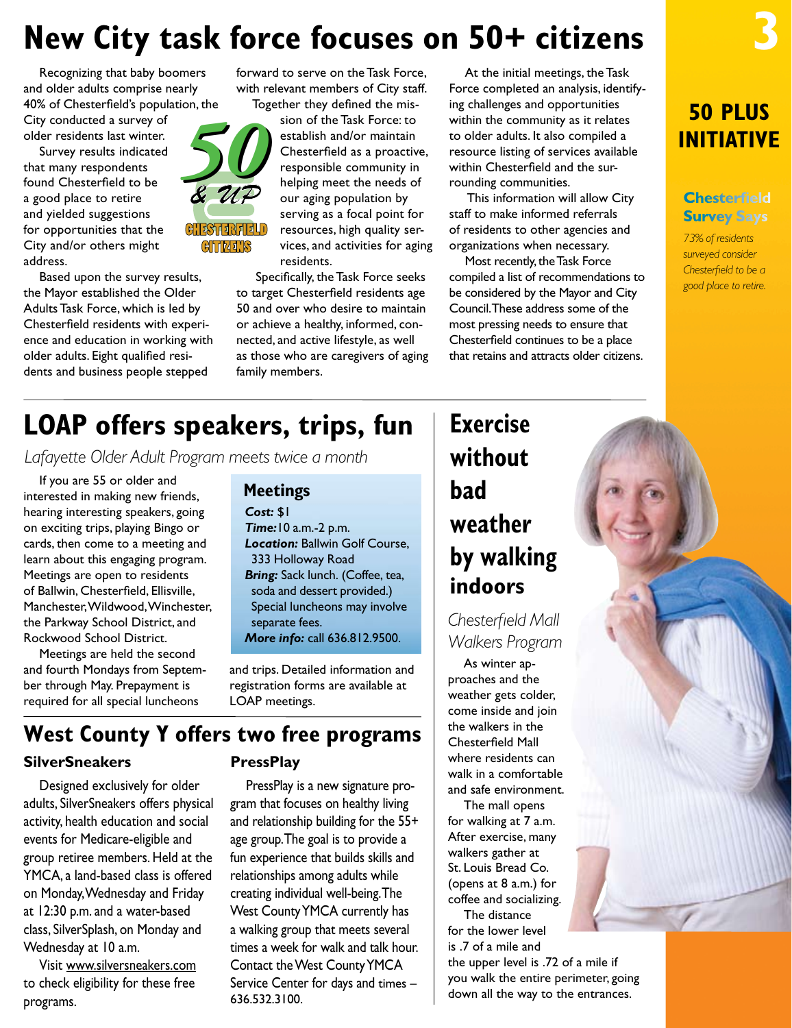# New City task force focuses on 50+ citizens

Recognizing that baby boomers and older adults comprise nearly 40% of Chesterfield's population, the City conducted a survey of older residents last winter.

Survey results indicated that many respondents found Chesterfield to be a good place to retire and yielded suggestions for opportunities that the City and/or others might address.

Based upon the survey results, the Mayor established the Older Adults Task Force, which is led by Chesterfield residents with experience and education in working with older adults. Eight qualified residents and business people stepped forward to serve on the Task Force, with relevant members of City staff.

Together they defined the mission of the Task Force: to establish and/or maintain Chesterfield as a proactive, responsible community in helping meet the needs of our aging population by serving as a focal point for resources, high quality services, and activities for aging residents.

Specifically, the Task Force seeks to target Chesterfield residents age 50 and over who desire to maintain or achieve a healthy, informed, connected, and active lifestyle, as well as those who are caregivers of aging family members.

At the initial meetings, the Task Force completed an analysis, identifying challenges and opportunities within the community as it relates to older adults. It also compiled a resource listing of services available within Chesterfield and the surrounding communities.

This information will allow City staff to make informed referrals of residents to other agencies and organizations when necessary.

Most recently, the Task Force compiled a list of recommendations to be considered by the Mayor and City Council. These address some of the most pressing needs to ensure that Chesterfield continues to be a place that retains and attracts older citizens.

**50 PLUS INITIATIVE**

**Chesterfield Survey Says**

*73% of residents surveyed consider Chesterfield to be a good place to retire.*

# LOAP offers speakers, trips, fun

*Lafayette Older Adult Program meets twice a month*

If you are 55 or older and interested in making new friends, hearing interesting speakers, going on exciting trips, playing Bingo or cards, then come to a meeting and learn about this engaging program. Meetings are open to residents of Ballwin, Chesterfield, Ellisville, Manchester, Wildwood, Winchester, the Parkway School District, and Rockwood School District.

Meetings are held the second and fourth Mondays from September through May. Prepayment is required for all special luncheons and trips. Detailed information and registration forms are available at LOAP meetings.

### Meetings

***Cost:*** $1
***Time:*** 10 a.m.-2 p.m.
***Location:*** Ballwin Golf Course, 333 Holloway Road
***Bring:*** Sack lunch. (Coffee, tea, soda and dessert provided.) Special luncheons may involve separate fees.
***More info:*** call 636.812.9500.

# West County Y offers two free programs

### SilverSneakers

Designed exclusively for older adults, SilverSneakers offers physical activity, health education and social events for Medicare-eligible and group retiree members. Held at the YMCA, a land-based class is offered on Monday, Wednesday and Friday at 12:30 p.m. and a water-based class, SilverSplash, on Monday and Wednesday at 10 a.m.

Visit www.silversneakers.com to check eligibility for these free programs.

### PressPlay

PressPlay is a new signature program that focuses on healthy living and relationship building for the 55+ age group. The goal is to provide a fun experience that builds skills and relationships among adults while creating individual well-being. The West County YMCA currently has a walking group that meets several times a week for walk and talk hour. Contact the West County YMCA Service Center for days and times – 636.532.3100.

# Exercise without bad weather by walking indoors

*Chesterfield Mall Walkers Program*

As winter approaches and the weather gets colder, come inside and join the walkers in the Chesterfield Mall where residents can walk in a comfortable and safe environment.

The mall opens for walking at 7 a.m. After exercise, many walkers gather at St. Louis Bread Co. (opens at 8 a.m.) for coffee and socializing.

The distance for the lower level is .7 of a mile and the upper level is .72 of a mile if you walk the entire perimeter, going down all the way to the entrances.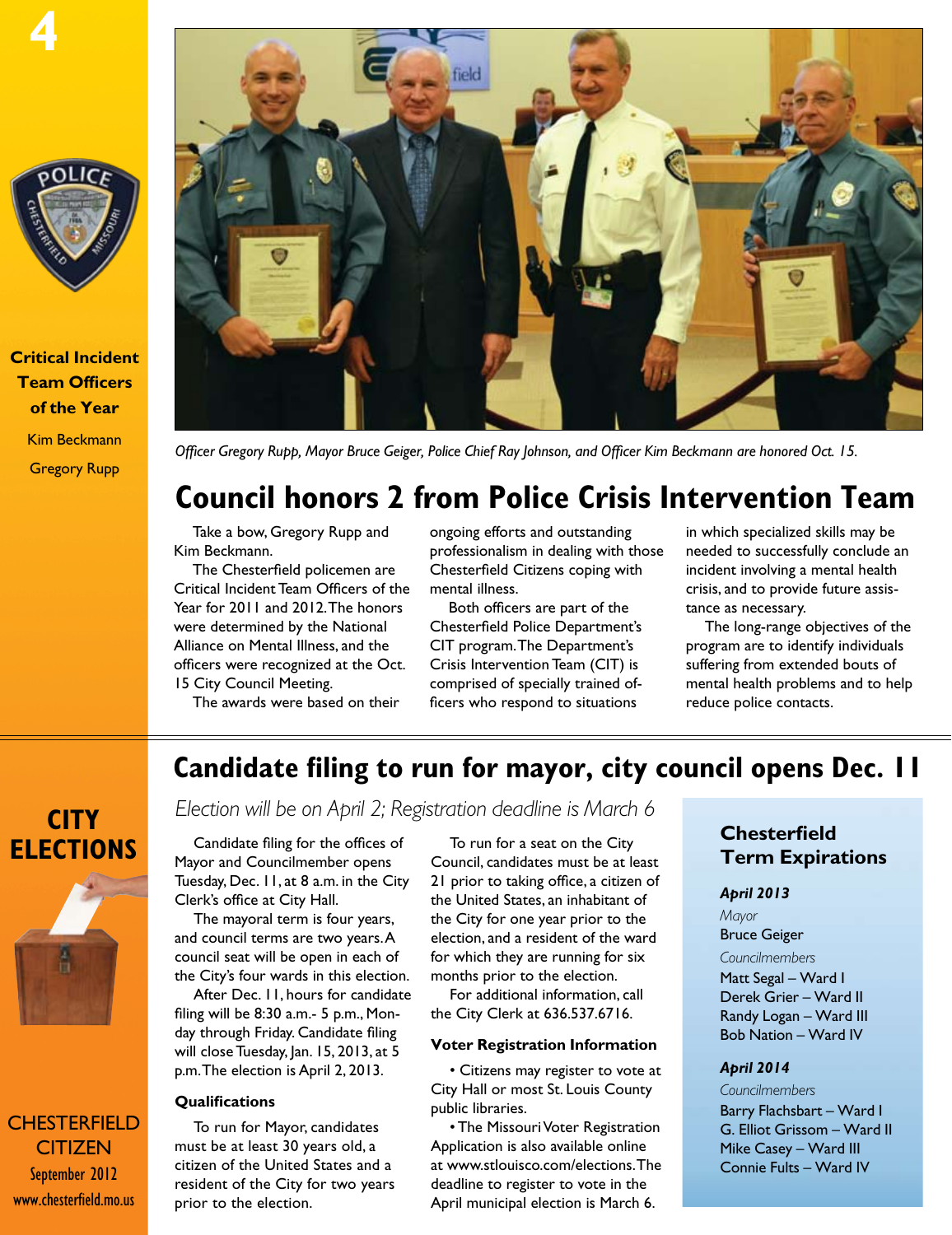**Critical Incident Team Officers of the Year**

Kim Beckmann

Gregory Rupp

*Officer Gregory Rupp, Mayor Bruce Geiger, Police Chief Ray Johnson, and Officer Kim Beckmann are honored Oct. 15.*

# Council honors 2 from Police Crisis Intervention Team

Take a bow, Gregory Rupp and Kim Beckmann.

The Chesterfield policemen are Critical Incident Team Officers of the Year for 2011 and 2012. The honors were determined by the National Alliance on Mental Illness, and the officers were recognized at the Oct. 15 City Council Meeting.

The awards were based on their ongoing efforts and outstanding professionalism in dealing with those Chesterfield Citizens coping with mental illness.

Both officers are part of the Chesterfield Police Department's CIT program. The Department's Crisis Intervention Team (CIT) is comprised of specially trained officers who respond to situations in which specialized skills may be needed to successfully conclude an incident involving a mental health crisis, and to provide future assistance as necessary.

The long-range objectives of the program are to identify individuals suffering from extended bouts of mental health problems and to help reduce police contacts.

---

**CITY ELECTIONS**

# Candidate filing to run for mayor, city council opens Dec. 11

*Election will be on April 2; Registration deadline is March 6*

Candidate filing for the offices of Mayor and Councilmember opens Tuesday, Dec. 11, at 8 a.m. in the City Clerk's office at City Hall.

The mayoral term is four years, and council terms are two years. A council seat will be open in each of the City's four wards in this election.

After Dec. 11, hours for candidate filing will be 8:30 a.m.- 5 p.m., Monday through Friday. Candidate filing will close Tuesday, Jan. 15, 2013, at 5 p.m. The election is April 2, 2013.

### Qualifications

To run for Mayor, candidates must be at least 30 years old, a citizen of the United States and a resident of the City for two years prior to the election.

To run for a seat on the City Council, candidates must be at least 21 prior to taking office, a citizen of the United States, an inhabitant of the City for one year prior to the election, and a resident of the ward for which they are running for six months prior to the election.

For additional information, call the City Clerk at 636.537.6716.

### Voter Registration Information

- Citizens may register to vote at City Hall or most St. Louis County public libraries.
- The Missouri Voter Registration Application is also available online at www.stlouisco.com/elections. The deadline to register to vote in the April municipal election is March 6.

### Chesterfield Term Expirations

**April 2013**

*Mayor*

Bruce Geiger

*Councilmembers*

Matt Segal – Ward I
Derek Grier – Ward II
Randy Logan – Ward III
Bob Nation – Ward IV

**April 2014**

*Councilmembers*

Barry Flachsbart – Ward I
G. Elliot Grissom – Ward II
Mike Casey – Ward III
Connie Fults – Ward IV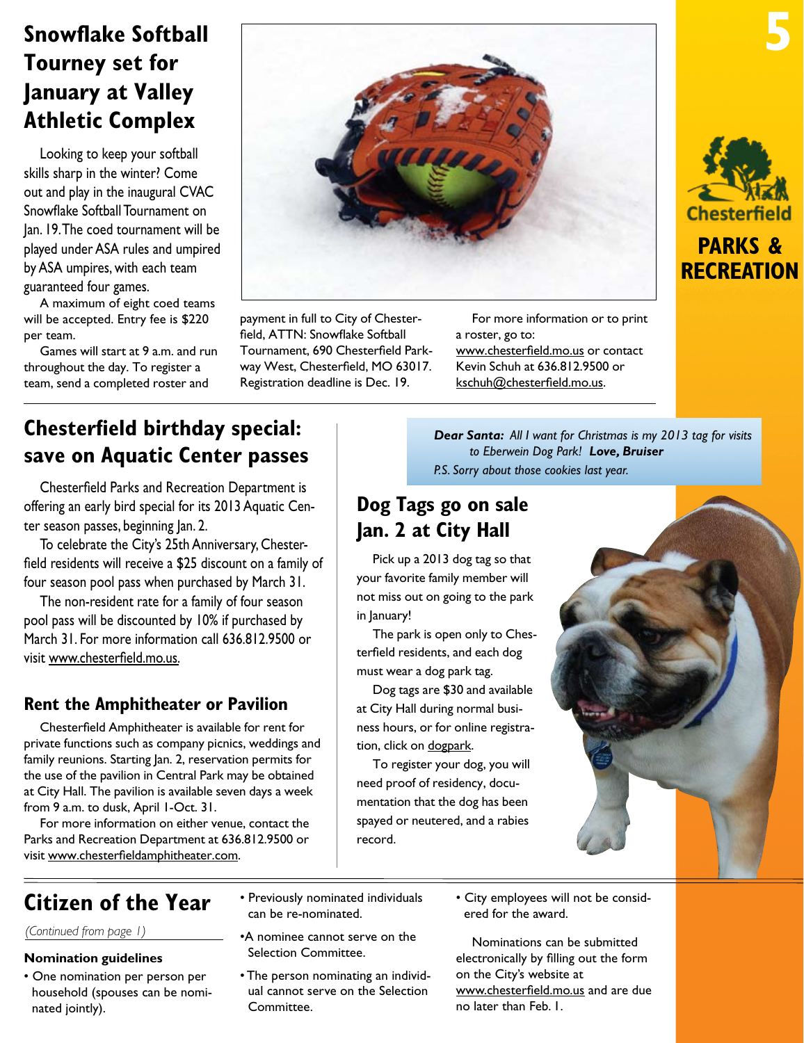## Snowflake Softball Tourney set for January at Valley Athletic Complex

Looking to keep your softball skills sharp in the winter? Come out and play in the inaugural CVAC Snowflake Softball Tournament on Jan. 19. The coed tournament will be played under ASA rules and umpired by ASA umpires, with each team guaranteed four games.

A maximum of eight coed teams will be accepted. Entry fee is $220 per team.

Games will start at 9 a.m. and run throughout the day. To register a team, send a completed roster and payment in full to City of Chesterfield, ATTN: Snowflake Softball Tournament, 690 Chesterfield Parkway West, Chesterfield, MO 63017. Registration deadline is Dec. 19.

For more information or to print a roster, go to: www.chesterfield.mo.us or contact Kevin Schuh at 636.812.9500 or kschuh@chesterfield.mo.us.

Chesterfield

**PARKS & RECREATION**

## Chesterfield birthday special: save on Aquatic Center passes

Chesterfield Parks and Recreation Department is offering an early bird special for its 2013 Aquatic Center season passes, beginning Jan. 2.

To celebrate the City's 25th Anniversary, Chesterfield residents will receive a $25 discount on a family of four season pool pass when purchased by March 31.

The non-resident rate for a family of four season pool pass will be discounted by 10% if purchased by March 31. For more information call 636.812.9500 or visit www.chesterfield.mo.us.

### Rent the Amphitheater or Pavilion

Chesterfield Amphitheater is available for rent for private functions such as company picnics, weddings and family reunions. Starting Jan. 2, reservation permits for the use of the pavilion in Central Park may be obtained at City Hall. The pavilion is available seven days a week from 9 a.m. to dusk, April 1-Oct. 31.

For more information on either venue, contact the Parks and Recreation Department at 636.812.9500 or visit www.chesterfieldamphitheater.com.

***Dear Santa:*** *All I want for Christmas is my 2013 tag for visits to Eberwein Dog Park!* ***Love, Bruiser***
*P.S. Sorry about those cookies last year.*

## Dog Tags go on sale Jan. 2 at City Hall

Pick up a 2013 dog tag so that your favorite family member will not miss out on going to the park in January!

The park is open only to Chesterfield residents, and each dog must wear a dog park tag.

Dog tags are $30 and available at City Hall during normal business hours, or for online registration, click on dogpark.

To register your dog, you will need proof of residency, documentation that the dog has been spayed or neutered, and a rabies record.

## Citizen of the Year

*(Continued from page 1)*

**Nomination guidelines**

- One nomination per person per household (spouses can be nominated jointly).
- Previously nominated individuals can be re-nominated.
- A nominee cannot serve on the Selection Committee.
- The person nominating an individual cannot serve on the Selection Committee.
- City employees will not be considered for the award.

Nominations can be submitted electronically by filling out the form on the City's website at www.chesterfield.mo.us and are due no later than Feb. 1.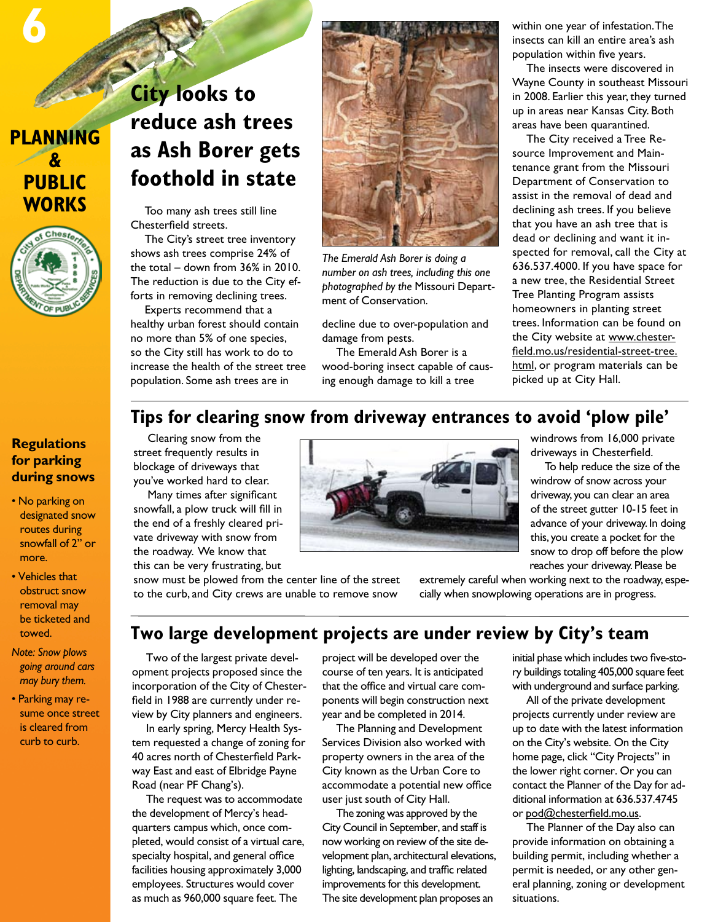# PLANNING & PUBLIC WORKS

## City looks to reduce ash trees as Ash Borer gets foothold in state

Too many ash trees still line Chesterfield streets.

The City's street tree inventory shows ash trees comprise 24% of the total – down from 36% in 2010. The reduction is due to the City efforts in removing declining trees.

Experts recommend that a healthy urban forest should contain no more than 5% of one species, so the City still has work to do to increase the health of the street tree population. Some ash trees are in decline due to over-population and damage from pests.

*The Emerald Ash Borer is doing a number on ash trees, including this one photographed by the* Missouri Department of Conservation.

The Emerald Ash Borer is a wood-boring insect capable of causing enough damage to kill a tree within one year of infestation. The insects can kill an entire area's ash population within five years.

The insects were discovered in Wayne County in southeast Missouri in 2008. Earlier this year, they turned up in areas near Kansas City. Both areas have been quarantined.

The City received a Tree Resource Improvement and Maintenance grant from the Missouri Department of Conservation to assist in the removal of dead and declining ash trees. If you believe that you have an ash tree that is dead or declining and want it inspected for removal, call the City at **636.537.4000**. If you have space for a new tree, the Residential Street Tree Planting Program assists homeowners in planting street trees. Information can be found on the City website at www.chesterfield.mo.us/residential-street-tree.html, or program materials can be picked up at City Hall.

## Tips for clearing snow from driveway entrances to avoid 'plow pile'

Clearing snow from the street frequently results in blockage of driveways that you've worked hard to clear.

Many times after significant snowfall, a plow truck will fill in the end of a freshly cleared private driveway with snow from the roadway. We know that this can be very frustrating, but snow must be plowed from the center line of the street to the curb, and City crews are unable to remove snow windrows from 16,000 private driveways in Chesterfield.

To help reduce the size of the windrow of snow across your driveway, you can clear an area of the street gutter 10-15 feet in advance of your driveway. In doing this, you create a pocket for the snow to drop off before the plow reaches your driveway. Please be extremely careful when working next to the roadway, especially when snowplowing operations are in progress.

### Regulations for parking during snows

- No parking on designated snow routes during snowfall of 2" or more.
- Vehicles that obstruct snow removal may be ticketed and towed.

*Note: Snow plows going around cars may bury them.*

- Parking may resume once street is cleared from curb to curb.

## Two large development projects are under review by City's team

Two of the largest private development projects proposed since the incorporation of the City of Chesterfield in 1988 are currently under review by City planners and engineers.

In early spring, Mercy Health System requested a change of zoning for 40 acres north of Chesterfield Parkway East and east of Elbridge Payne Road (near PF Chang's).

The request was to accommodate the development of Mercy's headquarters campus which, once completed, would consist of a virtual care, specialty hospital, and general office facilities housing approximately 3,000 employees. Structures would cover as much as 960,000 square feet. The project will be developed over the course of ten years. It is anticipated that the office and virtual care components will begin construction next year and be completed in 2014.

The Planning and Development Services Division also worked with property owners in the area of the City known as the Urban Core to accommodate a potential new office user just south of City Hall.

The zoning was approved by the City Council in September, and staff is now working on review of the site development plan, architectural elevations, lighting, landscaping, and traffic related improvements for this development. The site development plan proposes an initial phase which includes two five-story buildings totaling 405,000 square feet with underground and surface parking.

All of the private development projects currently under review are up to date with the latest information on the City's website. On the City home page, click "City Projects" in the lower right corner. Or you can contact the Planner of the Day for additional information at 636.537.4745 or pod@chesterfield.mo.us.

The Planner of the Day also can provide information on obtaining a building permit, including whether a permit is needed, or any other general planning, zoning or development situations.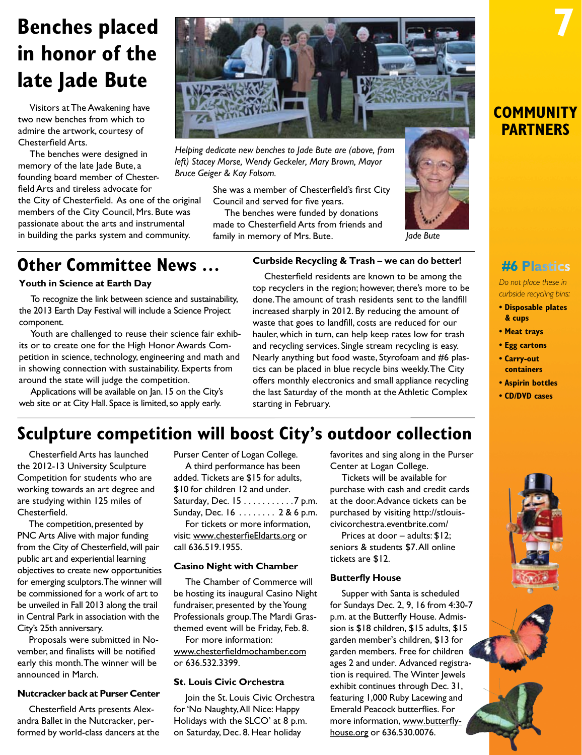# Benches placed in honor of the late Jade Bute

Visitors at The Awakening have two new benches from which to admire the artwork, courtesy of Chesterfield Arts.

The benches were designed in memory of the late Jade Bute, a founding board member of Chesterfield Arts and tireless advocate for the City of Chesterfield. As one of the original members of the City Council, Mrs. Bute was passionate about the arts and instrumental in building the parks system and community. She was a member of Chesterfield's first City Council and served for five years.

The benches were funded by donations made to Chesterfield Arts from friends and family in memory of Mrs. Bute.

*Helping dedicate new benches to Jade Bute are (above, from left) Stacey Morse, Wendy Geckeler, Mary Brown, Mayor Bruce Geiger & Kay Folsom.*

*Jade Bute*

## COMMUNITY PARTNERS

# Other Committee News ...

### Youth in Science at Earth Day

To recognize the link between science and sustainability, the 2013 Earth Day Festival will include a Science Project component.

Youth are challenged to reuse their science fair exhibits or to create one for the High Honor Awards Competition in science, technology, engineering and math and in showing connection with sustainability. Experts from around the state will judge the competition.

Applications will be available on Jan. 15 on the City's web site or at City Hall. Space is limited, so apply early.

### Curbside Recycling & Trash – we can do better!

Chesterfield residents are known to be among the top recyclers in the region; however, there's more to be done. The amount of trash residents sent to the landfill increased sharply in 2012. By reducing the amount of waste that goes to landfill, costs are reduced for our hauler, which in turn, can help keep rates low for trash and recycling services. Single stream recycling is easy. Nearly anything but food waste, Styrofoam and #6 plastics can be placed in blue recycle bins weekly. The City offers monthly electronics and small appliance recycling the last Saturday of the month at the Athletic Complex starting in February.

### #6 Plastics

*Do not place these in curbside recycling bins:*

- **Disposable plates & cups**
- **Meat trays**
- **Egg cartons**
- **Carry-out containers**
- **Aspirin bottles**
- **CD/DVD cases**

# Sculpture competition will boost City's outdoor collection

Chesterfield Arts has launched the 2012-13 University Sculpture Competition for students who are working towards an art degree and are studying within 125 miles of Chesterfield.

The competition, presented by PNC Arts Alive with major funding from the City of Chesterfield, will pair public art and experiential learning objectives to create new opportunities for emerging sculptors. The winner will be commissioned for a work of art to be unveiled in Fall 2013 along the trail in Central Park in association with the City's 25th anniversary.

Proposals were submitted in November, and finalists will be notified early this month. The winner will be announced in March.

### Nutcracker back at Purser Center

Chesterfield Arts presents Alexandra Ballet in the Nutcracker, performed by world-class dancers at the Purser Center of Logan College.

A third performance has been added. Tickets are $15 for adults, $10 for children 12 and under.

Saturday, Dec. 15 . . . . . . . . . . . 7 p.m.
Sunday, Dec. 16 . . . . . . . . 2 & 6 p.m.

For tickets or more information, visit: www.chesterfieldarts.org or call 636.519.1955.

### Casino Night with Chamber

The Chamber of Commerce will be hosting its inaugural Casino Night fundraiser, presented by the Young Professionals group. The Mardi Gras-themed event will be Friday, Feb. 8.

For more information: www.chesterfieldmochamber.com or 636.532.3399.

### St. Louis Civic Orchestra

Join the St. Louis Civic Orchestra for 'No Naughty, All Nice: Happy Holidays with the SLCO' at 8 p.m. on Saturday, Dec. 8. Hear holiday favorites and sing along in the Purser Center at Logan College.

Tickets will be available for purchase with cash and credit cards at the door. Advance tickets can be purchased by visiting http://stlouiscivicorchestra.eventbrite.com/

Prices at door – adults: $12; seniors & students $7. All online tickets are $12.

### Butterfly House

Supper with Santa is scheduled for Sundays Dec. 2, 9, 16 from 4:30-7 p.m. at the Butterfly House. Admission is $18 children, $15 adults, $15 garden member's children, $13 for garden members. Free for children ages 2 and under. Advanced registration is required. The Winter Jewels exhibit continues through Dec. 31, featuring 1,000 Ruby Lacewing and Emerald Peacock butterflies. For more information, www.butterfly-house.org or 636.530.0076.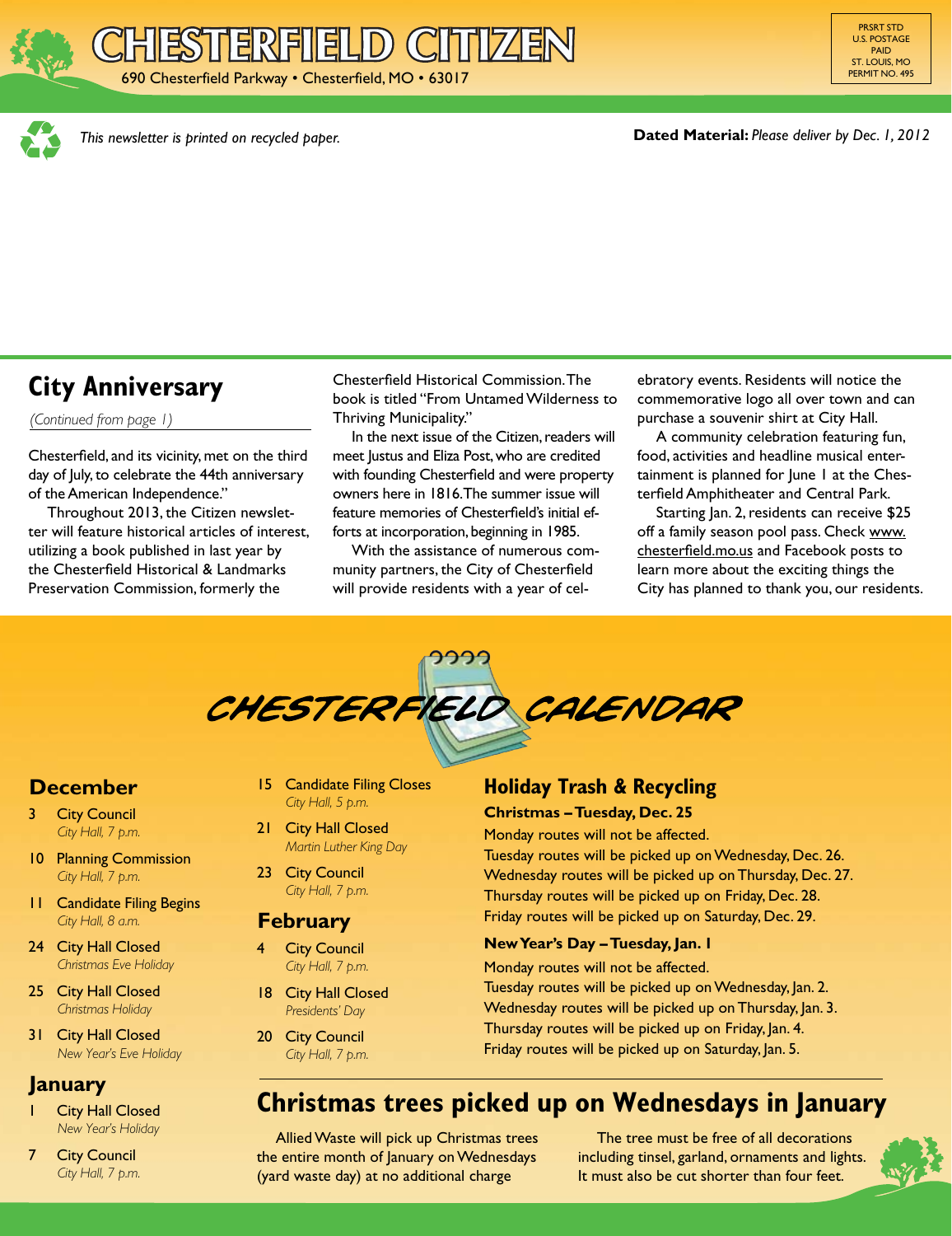# CHESTERFIELD CITIZEN

690 Chesterfield Parkway • Chesterfield, MO • 63017

PRSRT STD
U.S. POSTAGE
PAID
ST. LOUIS, MO
PERMIT NO. 495

*This newsletter is printed on recycled paper.*

**Dated Material:** *Please deliver by Dec. 1, 2012*

## City Anniversary

*(Continued from page 1)*

Chesterfield, and its vicinity, met on the third day of July, to celebrate the 44th anniversary of the American Independence."

Throughout 2013, the Citizen newsletter will feature historical articles of interest, utilizing a book published in last year by the Chesterfield Historical & Landmarks Preservation Commission, formerly the Chesterfield Historical Commission. The book is titled "From Untamed Wilderness to Thriving Municipality."

In the next issue of the Citizen, readers will meet Justus and Eliza Post, who are credited with founding Chesterfield and were property owners here in 1816. The summer issue will feature memories of Chesterfield's initial efforts at incorporation, beginning in 1985.

With the assistance of numerous community partners, the City of Chesterfield will provide residents with a year of celebratory events. Residents will notice the commemorative logo all over town and can purchase a souvenir shirt at City Hall.

A community celebration featuring fun, food, activities and headline musical entertainment is planned for June 1 at the Chesterfield Amphitheater and Central Park.

Starting Jan. 2, residents can receive $25 off a family season pool pass. Check www.chesterfield.mo.us and Facebook posts to learn more about the exciting things the City has planned to thank you, our residents.

## CHESTERFIELD CALENDAR

### December

3 City Council
*City Hall, 7 p.m.*

10 Planning Commission
*City Hall, 7 p.m.*

11 Candidate Filing Begins
*City Hall, 8 a.m.*

24 City Hall Closed
*Christmas Eve Holiday*

25 City Hall Closed
*Christmas Holiday*

31 City Hall Closed
*New Year's Eve Holiday*

### January

1 City Hall Closed
*New Year's Holiday*

7 City Council
*City Hall, 7 p.m.*

15 Candidate Filing Closes
*City Hall, 5 p.m.*

21 City Hall Closed
*Martin Luther King Day*

23 City Council
*City Hall, 7 p.m.*

### February

4 City Council
*City Hall, 7 p.m.*

18 City Hall Closed
*Presidents' Day*

20 City Council
*City Hall, 7 p.m.*

### Holiday Trash & Recycling

**Christmas – Tuesday, Dec. 25**

Monday routes will not be affected.
Tuesday routes will be picked up on Wednesday, Dec. 26.
Wednesday routes will be picked up on Thursday, Dec. 27.
Thursday routes will be picked up on Friday, Dec. 28.
Friday routes will be picked up on Saturday, Dec. 29.

**New Year's Day – Tuesday, Jan. 1**

Monday routes will not be affected.
Tuesday routes will be picked up on Wednesday, Jan. 2.
Wednesday routes will be picked up on Thursday, Jan. 3.
Thursday routes will be picked up on Friday, Jan. 4.
Friday routes will be picked up on Saturday, Jan. 5.

## Christmas trees picked up on Wednesdays in January

Allied Waste will pick up Christmas trees the entire month of January on Wednesdays (yard waste day) at no additional charge

The tree must be free of all decorations including tinsel, garland, ornaments and lights. It must also be cut shorter than four feet.